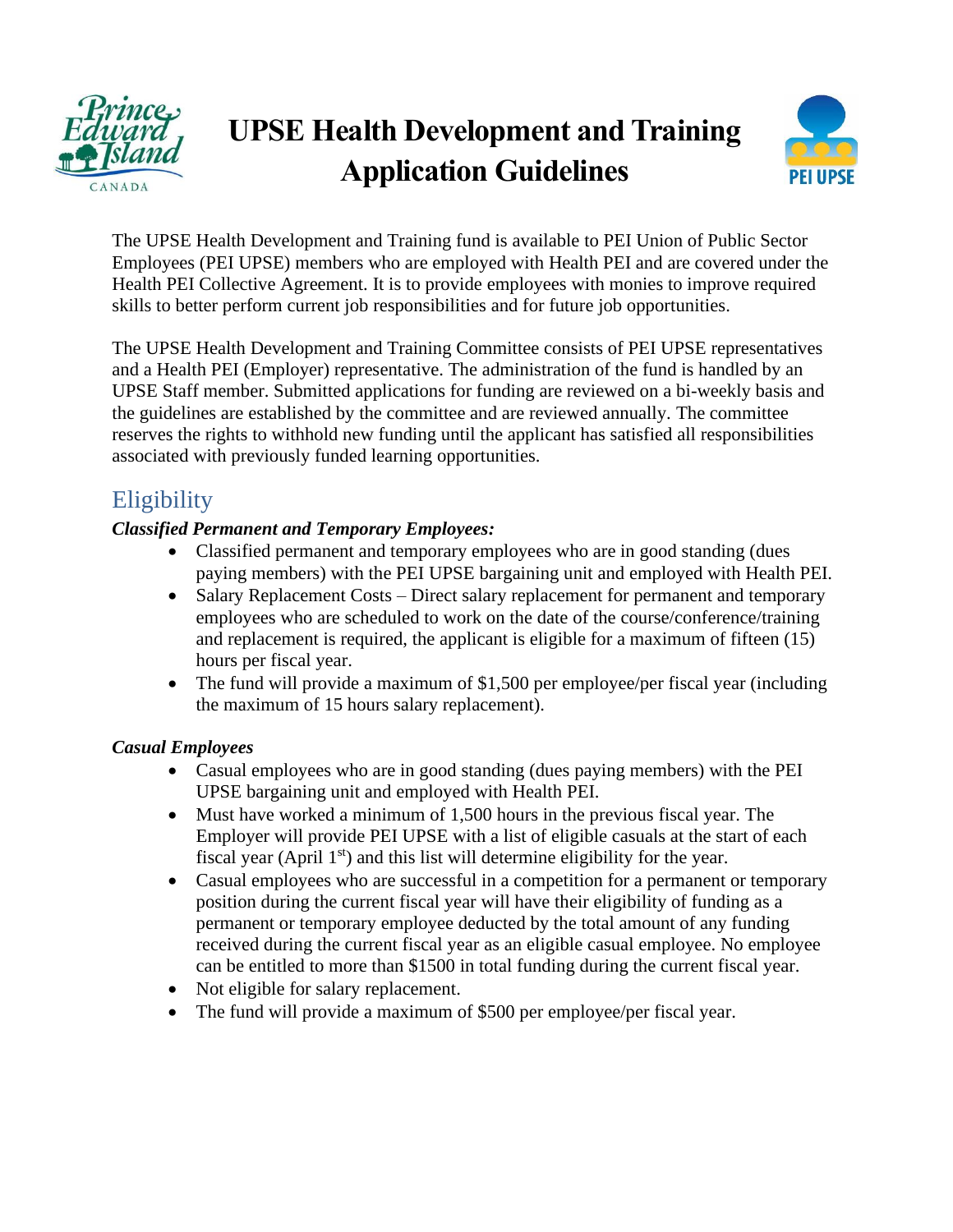# UPSE Health Development and Training Application Guidelines

The UPSE Health Development and Training fund is available to PEI Union of Public Sector Employees (PEI UPSE) members who are employed with Health PEI and are covered under the Health PEI Collective Agreement. It is to provide employees with monies to improve required skills to better perform current job responsibilities and for future job opportunities.

The UPSE Health Development and Training Committee consists of PEI UPSE representatives and a Health PEI (Employer) representative. The administration of the fund is handled by an UPSE Staff member. Submitted applications for funding are reviewed on a bi-weekly basis and the guidelines are established by the committee and are reviewed annually. The committee reserves the rights to withhold new funding until the applicant has satisfied all responsibilities associated with previously funded learning opportunities.

## Eligibility

***Classified Permanent and Temporary Employees:***

- Classified permanent and temporary employees who are in good standing (dues paying members) with the PEI UPSE bargaining unit and employed with Health PEI.
- Salary Replacement Costs – Direct salary replacement for permanent and temporary employees who are scheduled to work on the date of the course/conference/training and replacement is required, the applicant is eligible for a maximum of fifteen (15) hours per fiscal year.
- The fund will provide a maximum of $1,500 per employee/per fiscal year (including the maximum of 15 hours salary replacement).

***Casual Employees***

- Casual employees who are in good standing (dues paying members) with the PEI UPSE bargaining unit and employed with Health PEI.
- Must have worked a minimum of 1,500 hours in the previous fiscal year. The Employer will provide PEI UPSE with a list of eligible casuals at the start of each fiscal year (April 1st) and this list will determine eligibility for the year.
- Casual employees who are successful in a competition for a permanent or temporary position during the current fiscal year will have their eligibility of funding as a permanent or temporary employee deducted by the total amount of any funding received during the current fiscal year as an eligible casual employee. No employee can be entitled to more than $1500 in total funding during the current fiscal year.
- Not eligible for salary replacement.
- The fund will provide a maximum of $500 per employee/per fiscal year.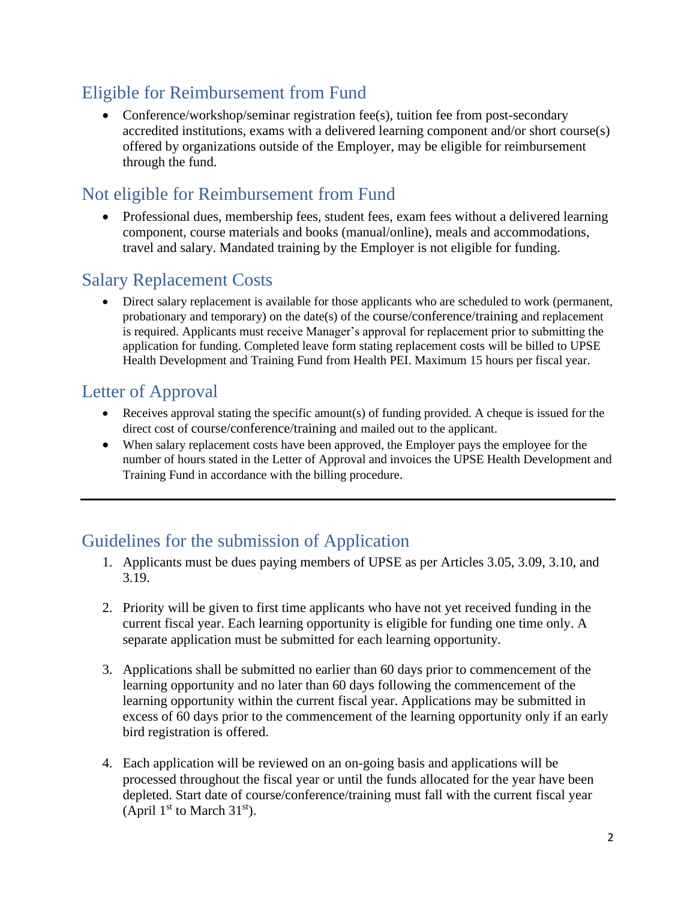## Eligible for Reimbursement from Fund

- Conference/workshop/seminar registration fee(s), tuition fee from post-secondary accredited institutions, exams with a delivered learning component and/or short course(s) offered by organizations outside of the Employer, may be eligible for reimbursement through the fund.

## Not eligible for Reimbursement from Fund

- Professional dues, membership fees, student fees, exam fees without a delivered learning component, course materials and books (manual/online), meals and accommodations, travel and salary. Mandated training by the Employer is not eligible for funding.

## Salary Replacement Costs

- Direct salary replacement is available for those applicants who are scheduled to work (permanent, probationary and temporary) on the date(s) of the course/conference/training and replacement is required. Applicants must receive Manager's approval for replacement prior to submitting the application for funding. Completed leave form stating replacement costs will be billed to UPSE Health Development and Training Fund from Health PEI. Maximum 15 hours per fiscal year.

## Letter of Approval

- Receives approval stating the specific amount(s) of funding provided. A cheque is issued for the direct cost of course/conference/training and mailed out to the applicant.
- When salary replacement costs have been approved, the Employer pays the employee for the number of hours stated in the Letter of Approval and invoices the UPSE Health Development and Training Fund in accordance with the billing procedure.

---

## Guidelines for the submission of Application

1. Applicants must be dues paying members of UPSE as per Articles 3.05, 3.09, 3.10, and 3.19.

2. Priority will be given to first time applicants who have not yet received funding in the current fiscal year. Each learning opportunity is eligible for funding one time only. A separate application must be submitted for each learning opportunity.

3. Applications shall be submitted no earlier than 60 days prior to commencement of the learning opportunity and no later than 60 days following the commencement of the learning opportunity within the current fiscal year. Applications may be submitted in excess of 60 days prior to the commencement of the learning opportunity only if an early bird registration is offered.

4. Each application will be reviewed on an on-going basis and applications will be processed throughout the fiscal year or until the funds allocated for the year have been depleted. Start date of course/conference/training must fall with the current fiscal year (April 1st to March 31st).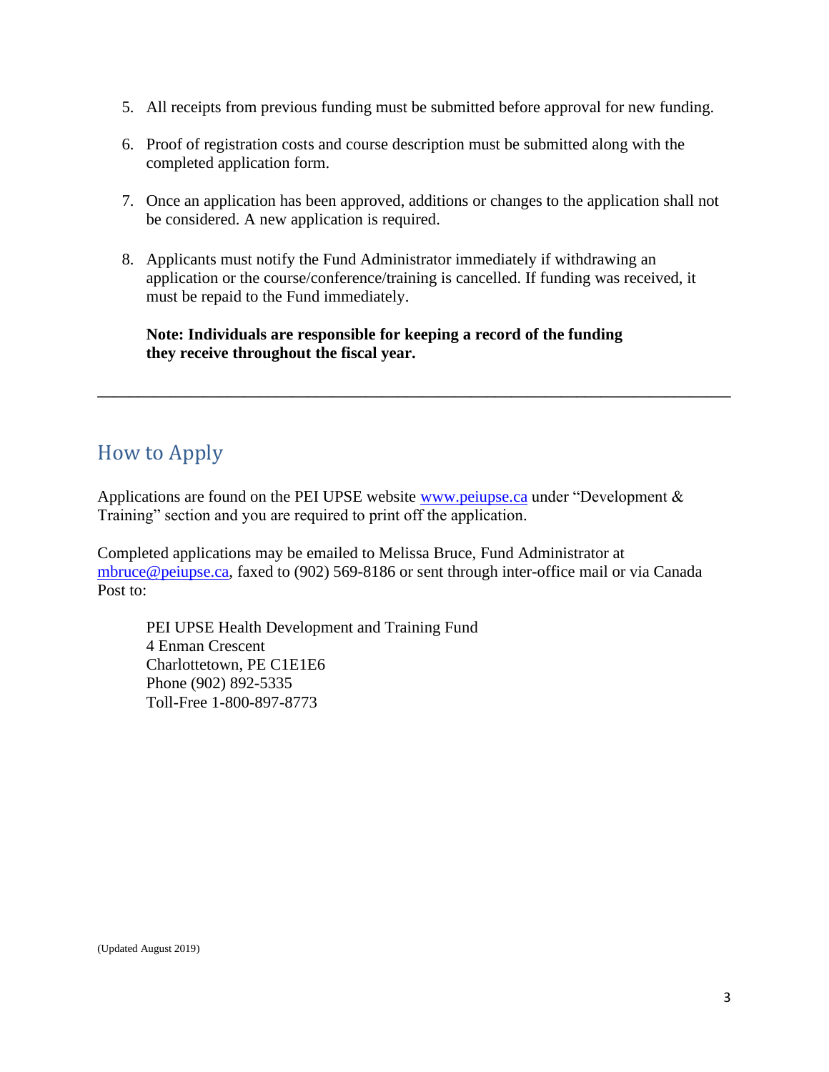5. All receipts from previous funding must be submitted before approval for new funding.

6. Proof of registration costs and course description must be submitted along with the completed application form.

7. Once an application has been approved, additions or changes to the application shall not be considered. A new application is required.

8. Applicants must notify the Fund Administrator immediately if withdrawing an application or the course/conference/training is cancelled. If funding was received, it must be repaid to the Fund immediately.

**Note: Individuals are responsible for keeping a record of the funding they receive throughout the fiscal year.**

---

## How to Apply

Applications are found on the PEI UPSE website www.peiupse.ca under "Development & Training" section and you are required to print off the application.

Completed applications may be emailed to Melissa Bruce, Fund Administrator at mbruce@peiupse.ca, faxed to (902) 569-8186 or sent through inter-office mail or via Canada Post to:

PEI UPSE Health Development and Training Fund
4 Enman Crescent
Charlottetown, PE C1E1E6
Phone (902) 892-5335
Toll-Free 1-800-897-8773

(Updated August 2019)